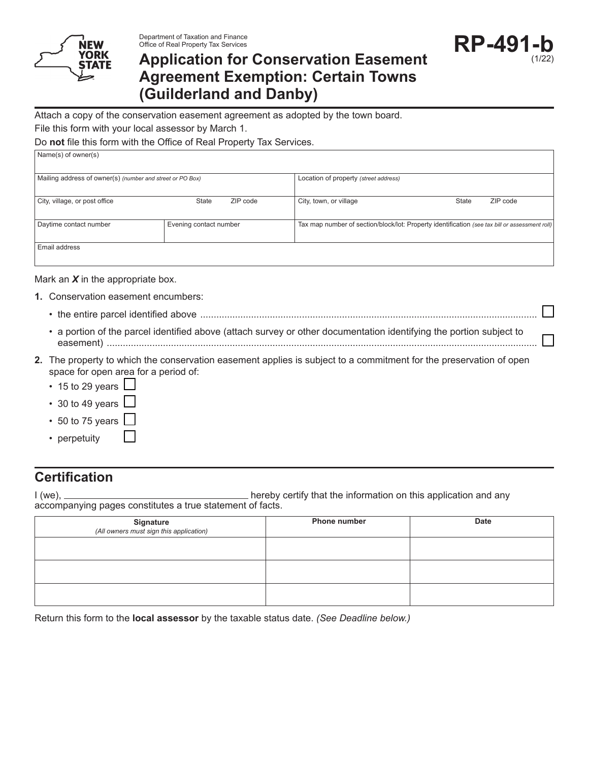Department of Taxation and Finance
Office of Real Property Tax Services

# Application for Conservation Easement Agreement Exemption: Certain Towns (Guilderland and Danby)

**RP-491-b** (1/22)

Attach a copy of the conservation easement agreement as adopted by the town board.

File this form with your local assessor by March 1.

Do **not** file this form with the Office of Real Property Tax Services.

| Name(s) of owner(s) | | | |
|---|---|---|---|
| Mailing address of owner(s) *(number and street or PO Box)* | | Location of property *(street address)* | |
| City, village, or post office / State / ZIP code | | City, town, or village / State / ZIP code | |
| Daytime contact number | Evening contact number | Tax map number of section/block/lot: Property identification *(see tax bill or assessment roll)* | |
| Email address | | | |

Mark an ***X*** in the appropriate box.

**1.** Conservation easement encumbers:

- the entire parcel identified above .......... ☐
- a portion of the parcel identified above (attach survey or other documentation identifying the portion subject to easement) .......... ☐

**2.** The property to which the conservation easement applies is subject to a commitment for the preservation of open space for open area for a period of:

- 15 to 29 years ☐
- 30 to 49 years ☐
- 50 to 75 years ☐
- perpetuity ☐

## Certification

I (we), ______________________ hereby certify that the information on this application and any accompanying pages constitutes a true statement of facts.

| Signature *(All owners must sign this application)* | Phone number | Date |
|---|---|---|
| | | |
| | | |
| | | |

Return this form to the **local assessor** by the taxable status date. *(See Deadline below.)*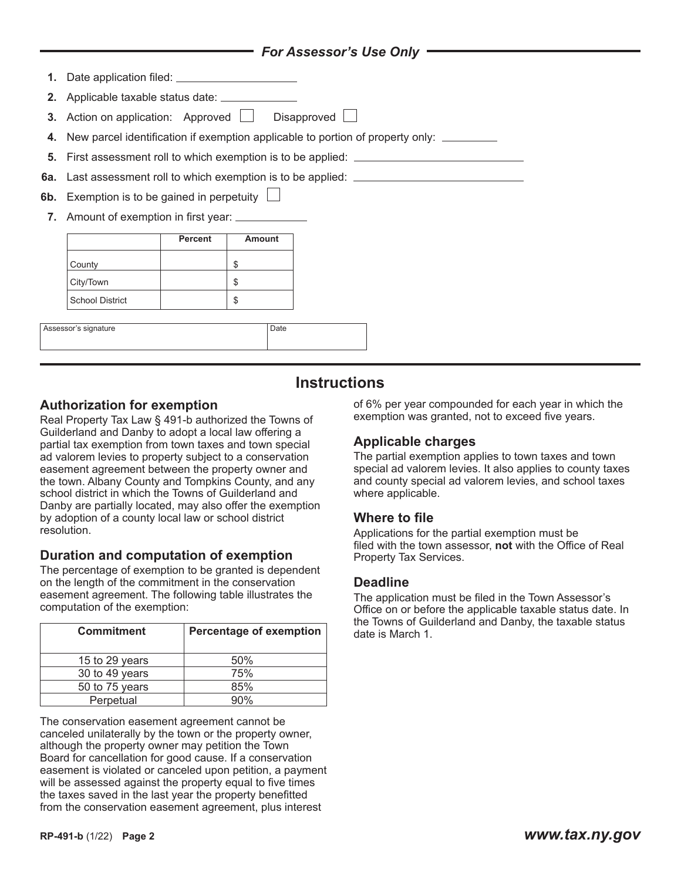## *For Assessor's Use Only*

**1.** Date application filed: ____________________

**2.** Applicable taxable status date: ____________

**3.** Action on application: Approved ☐ Disapproved ☐

**4.** New parcel identification if exemption applicable to portion of property only: _________

**5.** First assessment roll to which exemption is to be applied: ____________________________

**6a.** Last assessment roll to which exemption is to be applied: ____________________________

**6b.** Exemption is to be gained in perpetuity ☐

**7.** Amount of exemption in first year: ____________

| | Percent | Amount |
|---|---|---|
| County | | $ |
| City/Town | | $ |
| School District | | $ |

| Assessor's signature | Date |
|---|---|
| | |

# Instructions

## Authorization for exemption

Real Property Tax Law § 491-b authorized the Towns of Guilderland and Danby to adopt a local law offering a partial tax exemption from town taxes and town special ad valorem levies to property subject to a conservation easement agreement between the property owner and the town. Albany County and Tompkins County, and any school district in which the Towns of Guilderland and Danby are partially located, may also offer the exemption by adoption of a county local law or school district resolution.

## Duration and computation of exemption

The percentage of exemption to be granted is dependent on the length of the commitment in the conservation easement agreement. The following table illustrates the computation of the exemption:

| Commitment | Percentage of exemption |
|---|---|
| 15 to 29 years | 50% |
| 30 to 49 years | 75% |
| 50 to 75 years | 85% |
| Perpetual | 90% |

The conservation easement agreement cannot be canceled unilaterally by the town or the property owner, although the property owner may petition the Town Board for cancellation for good cause. If a conservation easement is violated or canceled upon petition, a payment will be assessed against the property equal to five times the taxes saved in the last year the property benefitted from the conservation easement agreement, plus interest of 6% per year compounded for each year in which the exemption was granted, not to exceed five years.

## Applicable charges

The partial exemption applies to town taxes and town special ad valorem levies. It also applies to county taxes and county special ad valorem levies, and school taxes where applicable.

## Where to file

Applications for the partial exemption must be filed with the town assessor, **not** with the Office of Real Property Tax Services.

## Deadline

The application must be filed in the Town Assessor's Office on or before the applicable taxable status date. In the Towns of Guilderland and Danby, the taxable status date is March 1.